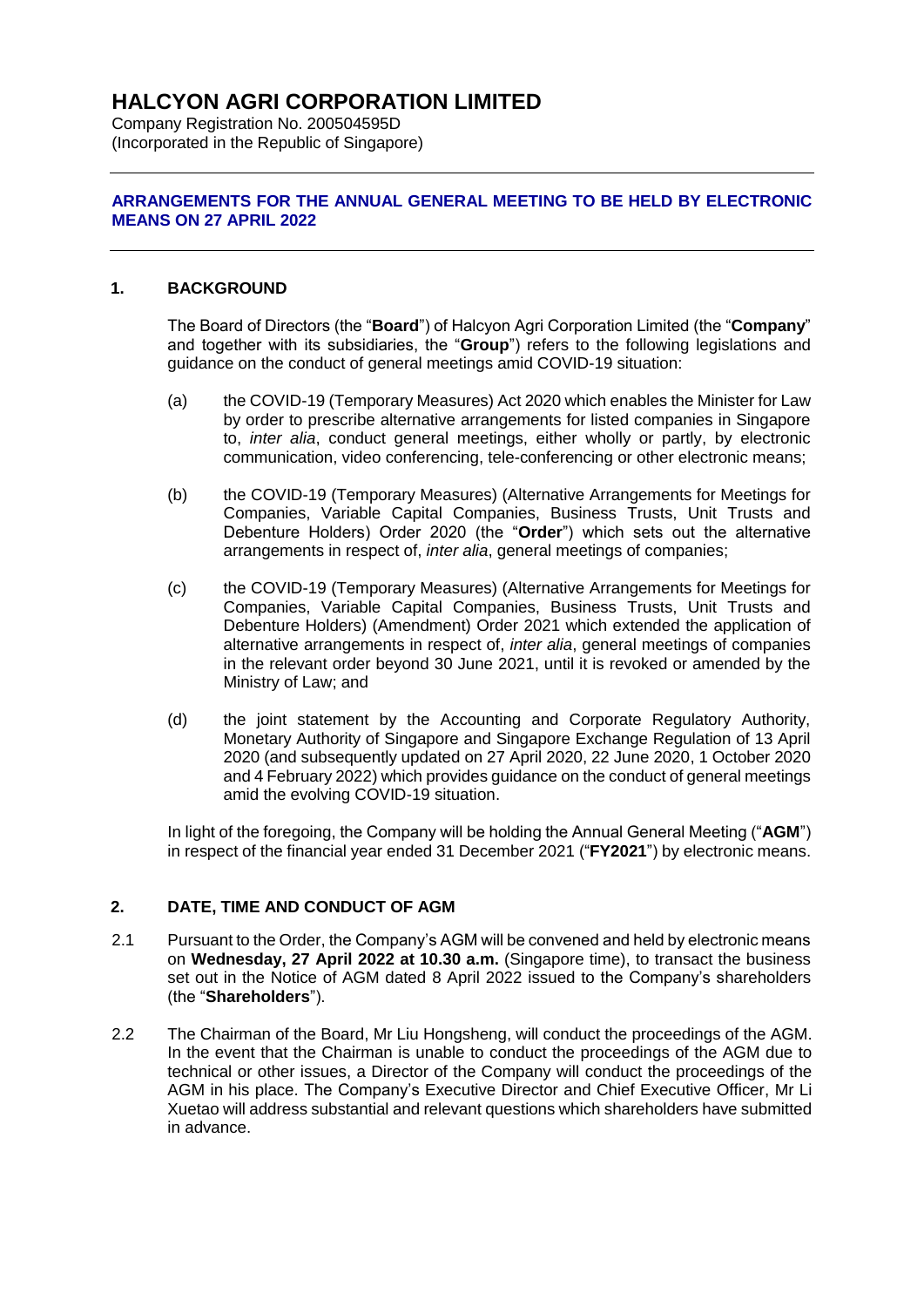# HALCYON AGRI CORPORATION LIMITED

Company Registration No. 200504595D
(Incorporated in the Republic of Singapore)

---

**ARRANGEMENTS FOR THE ANNUAL GENERAL MEETING TO BE HELD BY ELECTRONIC MEANS ON 27 APRIL 2022**

---

## 1. BACKGROUND

The Board of Directors (the "**Board**") of Halcyon Agri Corporation Limited (the "**Company**" and together with its subsidiaries, the "**Group**") refers to the following legislations and guidance on the conduct of general meetings amid COVID-19 situation:

(a) the COVID-19 (Temporary Measures) Act 2020 which enables the Minister for Law by order to prescribe alternative arrangements for listed companies in Singapore to, *inter alia*, conduct general meetings, either wholly or partly, by electronic communication, video conferencing, tele-conferencing or other electronic means;

(b) the COVID-19 (Temporary Measures) (Alternative Arrangements for Meetings for Companies, Variable Capital Companies, Business Trusts, Unit Trusts and Debenture Holders) Order 2020 (the "**Order**") which sets out the alternative arrangements in respect of, *inter alia*, general meetings of companies;

(c) the COVID-19 (Temporary Measures) (Alternative Arrangements for Meetings for Companies, Variable Capital Companies, Business Trusts, Unit Trusts and Debenture Holders) (Amendment) Order 2021 which extended the application of alternative arrangements in respect of, *inter alia*, general meetings of companies in the relevant order beyond 30 June 2021, until it is revoked or amended by the Ministry of Law; and

(d) the joint statement by the Accounting and Corporate Regulatory Authority, Monetary Authority of Singapore and Singapore Exchange Regulation of 13 April 2020 (and subsequently updated on 27 April 2020, 22 June 2020, 1 October 2020 and 4 February 2022) which provides guidance on the conduct of general meetings amid the evolving COVID-19 situation.

In light of the foregoing, the Company will be holding the Annual General Meeting ("**AGM**") in respect of the financial year ended 31 December 2021 ("**FY2021**") by electronic means.

## 2. DATE, TIME AND CONDUCT OF AGM

2.1 Pursuant to the Order, the Company's AGM will be convened and held by electronic means on **Wednesday, 27 April 2022 at 10.30 a.m.** (Singapore time), to transact the business set out in the Notice of AGM dated 8 April 2022 issued to the Company's shareholders (the "**Shareholders**").

2.2 The Chairman of the Board, Mr Liu Hongsheng, will conduct the proceedings of the AGM. In the event that the Chairman is unable to conduct the proceedings of the AGM due to technical or other issues, a Director of the Company will conduct the proceedings of the AGM in his place. The Company's Executive Director and Chief Executive Officer, Mr Li Xuetao will address substantial and relevant questions which shareholders have submitted in advance.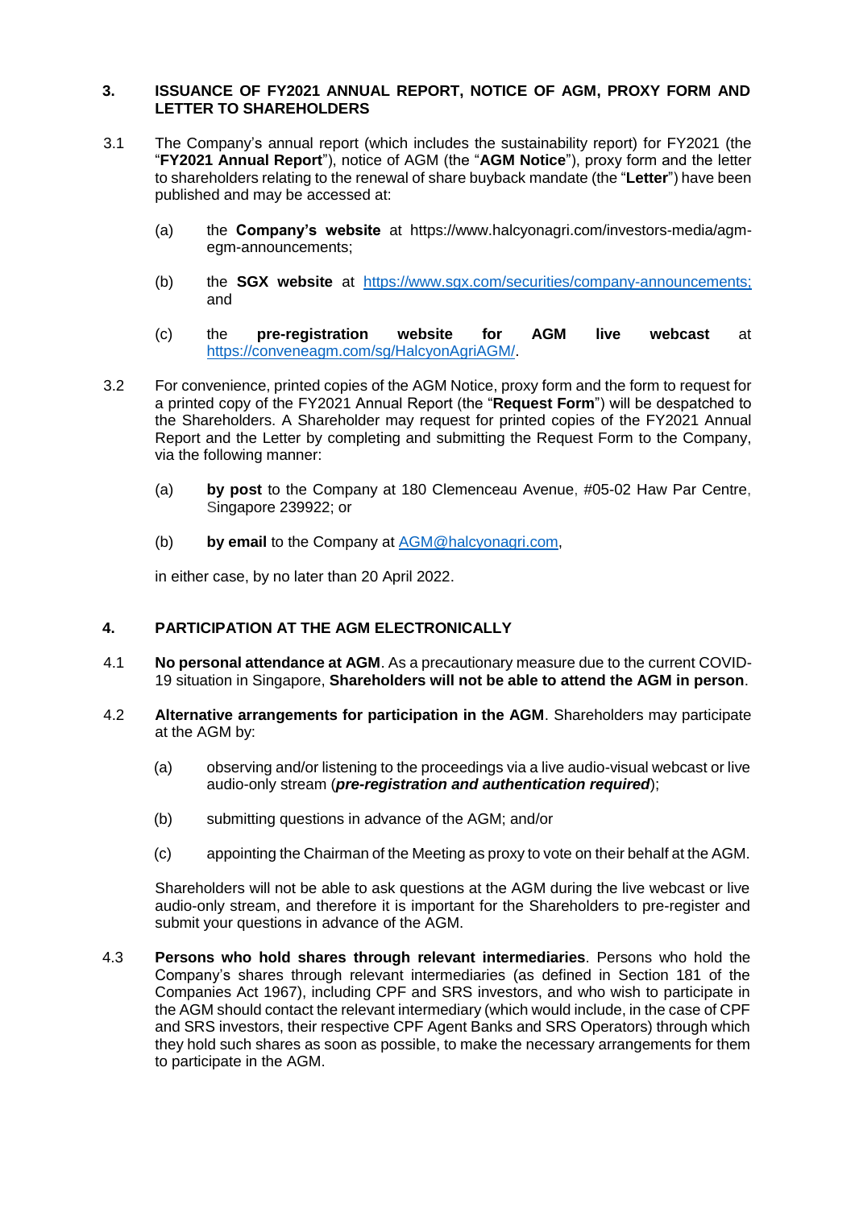## 3. ISSUANCE OF FY2021 ANNUAL REPORT, NOTICE OF AGM, PROXY FORM AND LETTER TO SHAREHOLDERS

3.1 The Company's annual report (which includes the sustainability report) for FY2021 (the "**FY2021 Annual Report**"), notice of AGM (the "**AGM Notice**"), proxy form and the letter to shareholders relating to the renewal of share buyback mandate (the "**Letter**") have been published and may be accessed at:

(a) the **Company's website** at https://www.halcyonagri.com/investors-media/agm-egm-announcements;

(b) the **SGX website** at https://www.sgx.com/securities/company-announcements; and

(c) the **pre-registration website for AGM live webcast** at https://conveneagm.com/sg/HalcyonAgriAGM/.

3.2 For convenience, printed copies of the AGM Notice, proxy form and the form to request for a printed copy of the FY2021 Annual Report (the "**Request Form**") will be despatched to the Shareholders. A Shareholder may request for printed copies of the FY2021 Annual Report and the Letter by completing and submitting the Request Form to the Company, via the following manner:

(a) **by post** to the Company at 180 Clemenceau Avenue, #05-02 Haw Par Centre, Singapore 239922; or

(b) **by email** to the Company at AGM@halcyonagri.com,

in either case, by no later than 20 April 2022.

## 4. PARTICIPATION AT THE AGM ELECTRONICALLY

4.1 **No personal attendance at AGM**. As a precautionary measure due to the current COVID-19 situation in Singapore, **Shareholders will not be able to attend the AGM in person**.

4.2 **Alternative arrangements for participation in the AGM**. Shareholders may participate at the AGM by:

(a) observing and/or listening to the proceedings via a live audio-visual webcast or live audio-only stream (***pre-registration and authentication required***);

(b) submitting questions in advance of the AGM; and/or

(c) appointing the Chairman of the Meeting as proxy to vote on their behalf at the AGM.

Shareholders will not be able to ask questions at the AGM during the live webcast or live audio-only stream, and therefore it is important for the Shareholders to pre-register and submit your questions in advance of the AGM.

4.3 **Persons who hold shares through relevant intermediaries**. Persons who hold the Company's shares through relevant intermediaries (as defined in Section 181 of the Companies Act 1967), including CPF and SRS investors, and who wish to participate in the AGM should contact the relevant intermediary (which would include, in the case of CPF and SRS investors, their respective CPF Agent Banks and SRS Operators) through which they hold such shares as soon as possible, to make the necessary arrangements for them to participate in the AGM.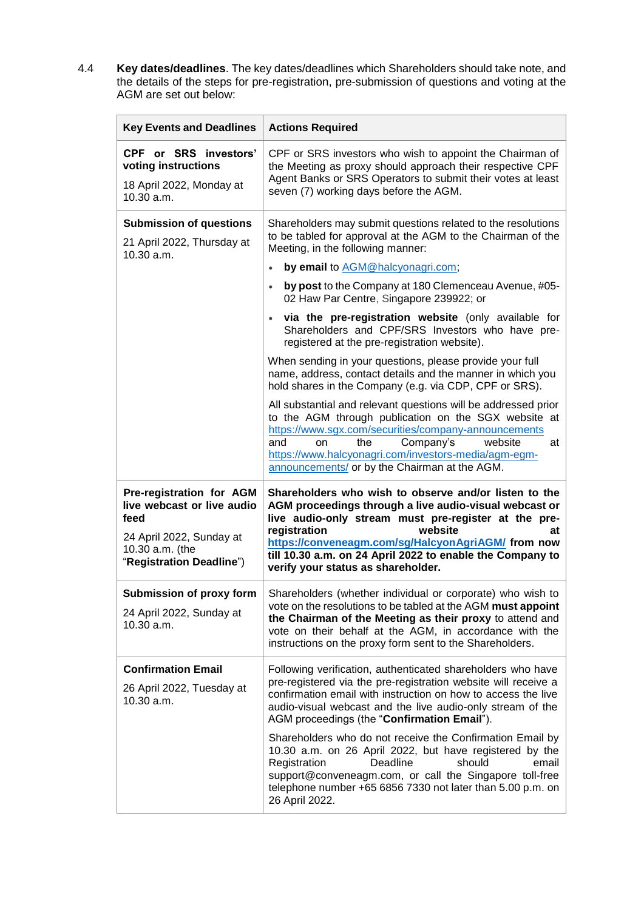4.4 **Key dates/deadlines**. The key dates/deadlines which Shareholders should take note, and the details of the steps for pre-registration, pre-submission of questions and voting at the AGM are set out below:

| Key Events and Deadlines | Actions Required |
|---|---|
| **CPF or SRS investors' voting instructions**<br><br>18 April 2022, Monday at 10.30 a.m. | CPF or SRS investors who wish to appoint the Chairman of the Meeting as proxy should approach their respective CPF Agent Banks or SRS Operators to submit their votes at least seven (7) working days before the AGM. |
| **Submission of questions**<br><br>21 April 2022, Thursday at 10.30 a.m. | Shareholders may submit questions related to the resolutions to be tabled for approval at the AGM to the Chairman of the Meeting, in the following manner:<br><br>• **by email** to AGM@halcyonagri.com;<br>• **by post** to the Company at 180 Clemenceau Avenue, #05-02 Haw Par Centre, Singapore 239922; or<br>• **via the pre-registration website** (only available for Shareholders and CPF/SRS Investors who have pre-registered at the pre-registration website).<br><br>When sending in your questions, please provide your full name, address, contact details and the manner in which you hold shares in the Company (e.g. via CDP, CPF or SRS).<br><br>All substantial and relevant questions will be addressed prior to the AGM through publication on the SGX website at https://www.sgx.com/securities/company-announcements and on the Company's website at https://www.halcyonagri.com/investors-media/agm-egm-announcements/ or by the Chairman at the AGM. |
| **Pre-registration for AGM live webcast or live audio feed**<br><br>24 April 2022, Sunday at 10.30 a.m. (the "**Registration Deadline**") | **Shareholders who wish to observe and/or listen to the AGM proceedings through a live audio-visual webcast or live audio-only stream must pre-register at the pre-registration website at https://conveneagm.com/sg/HalcyonAgriAGM/ from now till 10.30 a.m. on 24 April 2022 to enable the Company to verify your status as shareholder.** |
| **Submission of proxy form**<br><br>24 April 2022, Sunday at 10.30 a.m. | Shareholders (whether individual or corporate) who wish to vote on the resolutions to be tabled at the AGM **must appoint the Chairman of the Meeting as their proxy** to attend and vote on their behalf at the AGM, in accordance with the instructions on the proxy form sent to the Shareholders. |
| **Confirmation Email**<br><br>26 April 2022, Tuesday at 10.30 a.m. | Following verification, authenticated shareholders who have pre-registered via the pre-registration website will receive a confirmation email with instruction on how to access the live audio-visual webcast and the live audio-only stream of the AGM proceedings (the "**Confirmation Email**").<br><br>Shareholders who do not receive the Confirmation Email by 10.30 a.m. on 26 April 2022, but have registered by the Registration Deadline should email support@conveneagm.com, or call the Singapore toll-free telephone number +65 6856 7330 not later than 5.00 p.m. on 26 April 2022. |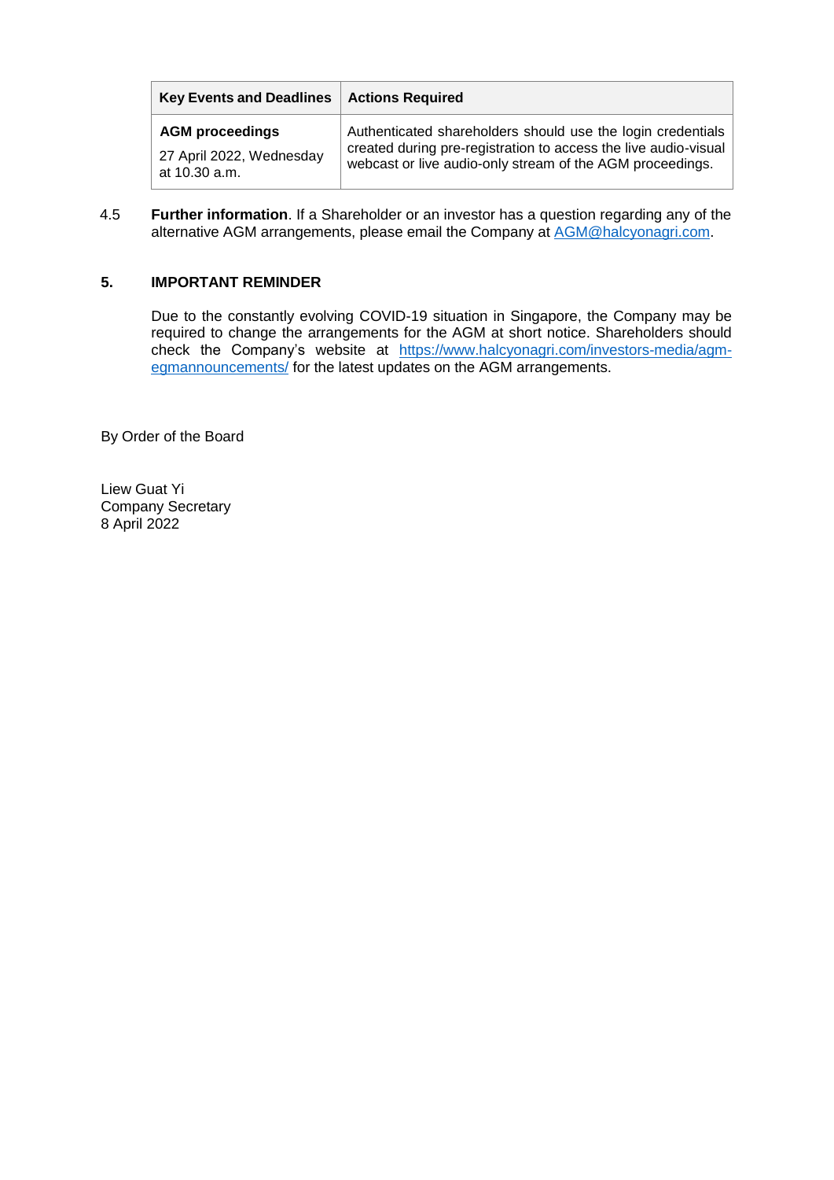| Key Events and Deadlines | Actions Required |
|---|---|
| **AGM proceedings**<br>27 April 2022, Wednesday at 10.30 a.m. | Authenticated shareholders should use the login credentials created during pre-registration to access the live audio-visual webcast or live audio-only stream of the AGM proceedings. |

4.5 **Further information**. If a Shareholder or an investor has a question regarding any of the alternative AGM arrangements, please email the Company at AGM@halcyonagri.com.

## 5. IMPORTANT REMINDER

Due to the constantly evolving COVID-19 situation in Singapore, the Company may be required to change the arrangements for the AGM at short notice. Shareholders should check the Company's website at https://www.halcyonagri.com/investors-media/agm-egmannouncements/ for the latest updates on the AGM arrangements.

By Order of the Board

Liew Guat Yi
Company Secretary
8 April 2022